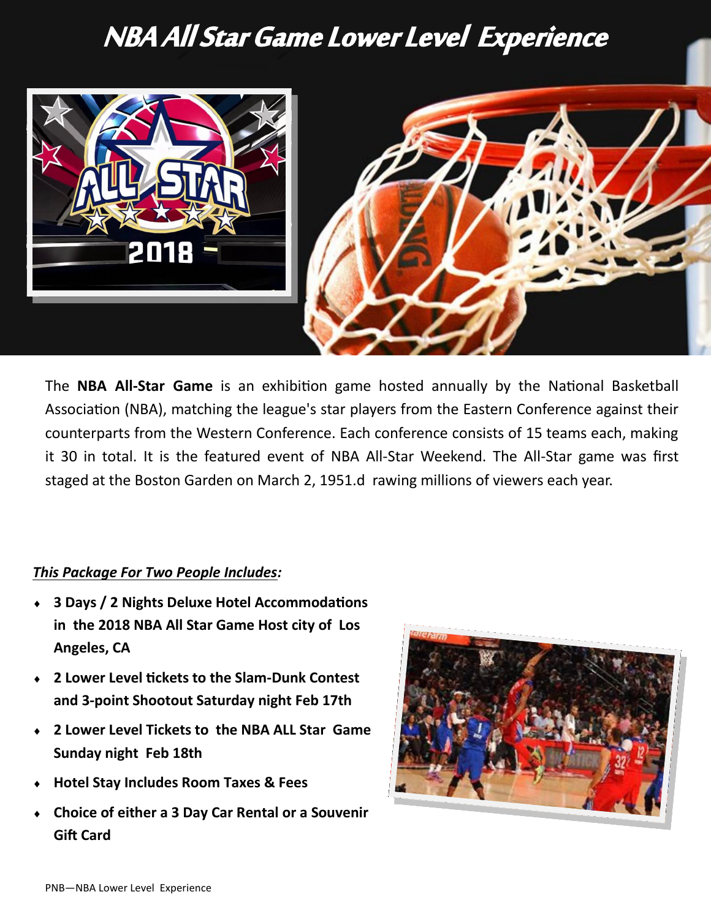# NBA All Star Game Lower Level Experience

The **NBA All-Star Game** is an exhibition game hosted annually by the National Basketball Association (NBA), matching the league's star players from the Eastern Conference against their counterparts from the Western Conference. Each conference consists of 15 teams each, making it 30 in total. It is the featured event of NBA All-Star Weekend. The All-Star game was first staged at the Boston Garden on March 2, 1951.d rawing millions of viewers each year.

***This Package For Two People Includes:***

- **3 Days / 2 Nights Deluxe Hotel Accommodations in the 2018 NBA All Star Game Host city of Los Angeles, CA**
- **2 Lower Level tickets to the Slam-Dunk Contest and 3-point Shootout Saturday night Feb 17th**
- **2 Lower Level Tickets to the NBA ALL Star Game Sunday night Feb 18th**
- **Hotel Stay Includes Room Taxes & Fees**
- **Choice of either a 3 Day Car Rental or a Souvenir Gift Card**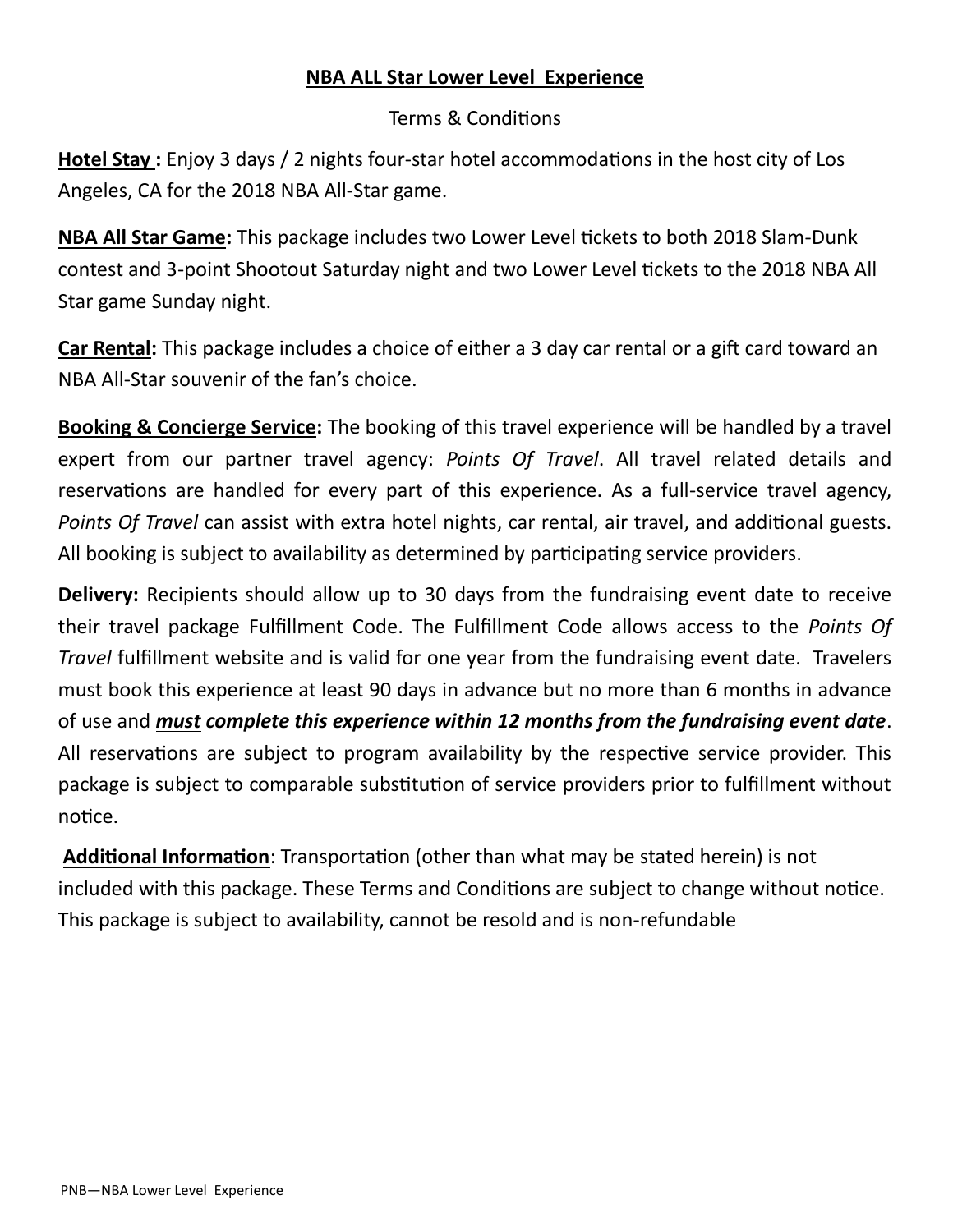# **NBA ALL Star Lower Level Experience**

Terms & Conditions

**Hotel Stay :** Enjoy 3 days / 2 nights four-star hotel accommodations in the host city of Los Angeles, CA for the 2018 NBA All-Star game.

**NBA All Star Game:** This package includes two Lower Level tickets to both 2018 Slam-Dunk contest and 3-point Shootout Saturday night and two Lower Level tickets to the 2018 NBA All Star game Sunday night.

**Car Rental:** This package includes a choice of either a 3 day car rental or a gift card toward an NBA All-Star souvenir of the fan's choice.

**Booking & Concierge Service:** The booking of this travel experience will be handled by a travel expert from our partner travel agency: *Points Of Travel*. All travel related details and reservations are handled for every part of this experience. As a full-service travel agency, *Points Of Travel* can assist with extra hotel nights, car rental, air travel, and additional guests. All booking is subject to availability as determined by participating service providers.

**Delivery:** Recipients should allow up to 30 days from the fundraising event date to receive their travel package Fulfillment Code. The Fulfillment Code allows access to the *Points Of Travel* fulfillment website and is valid for one year from the fundraising event date. Travelers must book this experience at least 90 days in advance but no more than 6 months in advance of use and ***must complete this experience within 12 months from the fundraising event date***. All reservations are subject to program availability by the respective service provider. This package is subject to comparable substitution of service providers prior to fulfillment without notice.

**Additional Information**: Transportation (other than what may be stated herein) is not included with this package. These Terms and Conditions are subject to change without notice. This package is subject to availability, cannot be resold and is non-refundable